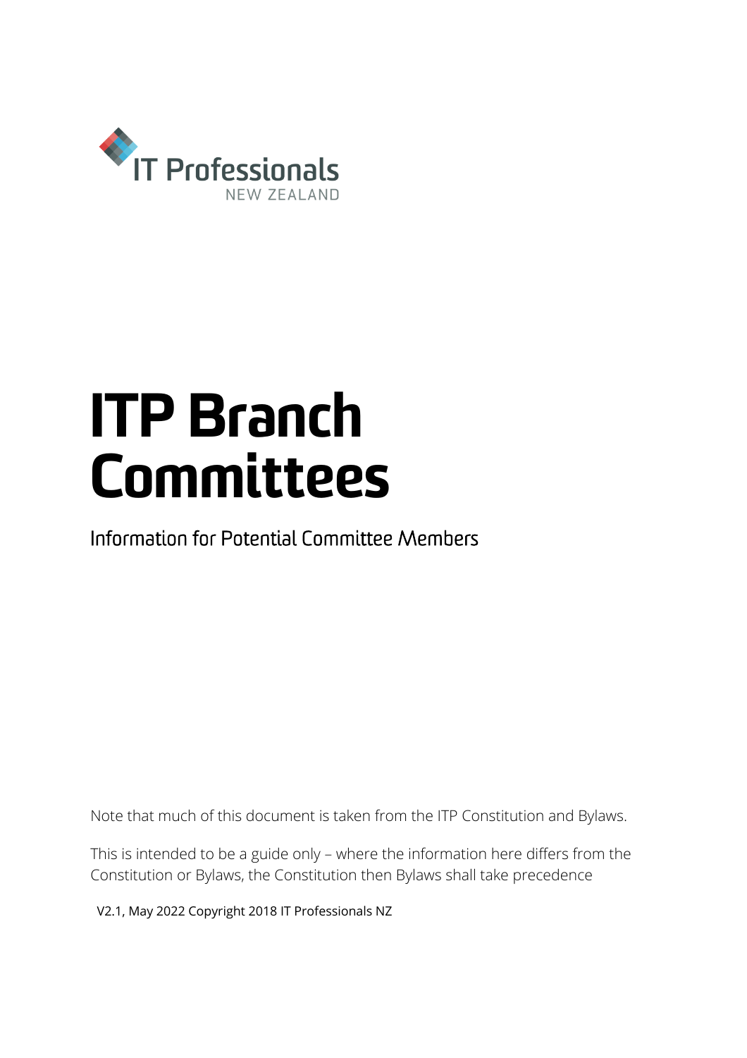IT Professionals

NEW ZEALAND

# ITP Branch Committees

Information for Potential Committee Members

Note that much of this document is taken from the ITP Constitution and Bylaws.

This is intended to be a guide only – where the information here differs from the Constitution or Bylaws, the Constitution then Bylaws shall take precedence

V2.1, May 2022 Copyright 2018 IT Professionals NZ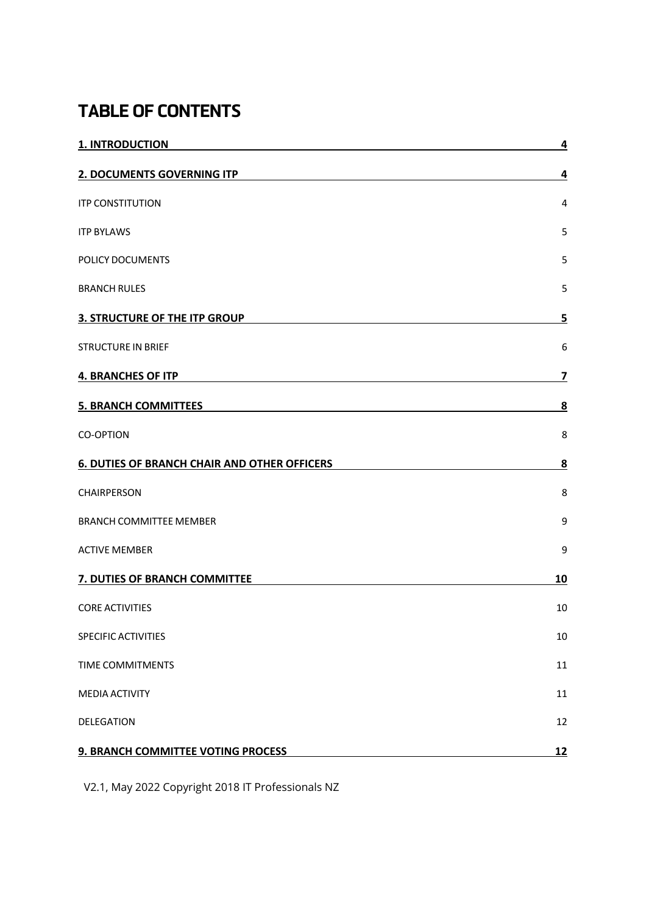# TABLE OF CONTENTS

| | |
|---|---|
| **1. INTRODUCTION** | **4** |
| **2. DOCUMENTS GOVERNING ITP** | **4** |
| ITP CONSTITUTION | 4 |
| ITP BYLAWS | 5 |
| POLICY DOCUMENTS | 5 |
| BRANCH RULES | 5 |
| **3. STRUCTURE OF THE ITP GROUP** | **5** |
| STRUCTURE IN BRIEF | 6 |
| **4. BRANCHES OF ITP** | **7** |
| **5. BRANCH COMMITTEES** | **8** |
| CO-OPTION | 8 |
| **6. DUTIES OF BRANCH CHAIR AND OTHER OFFICERS** | **8** |
| CHAIRPERSON | 8 |
| BRANCH COMMITTEE MEMBER | 9 |
| ACTIVE MEMBER | 9 |
| **7. DUTIES OF BRANCH COMMITTEE** | **10** |
| CORE ACTIVITIES | 10 |
| SPECIFIC ACTIVITIES | 10 |
| TIME COMMITMENTS | 11 |
| MEDIA ACTIVITY | 11 |
| DELEGATION | 12 |
| **9. BRANCH COMMITTEE VOTING PROCESS** | **12** |

V2.1, May 2022 Copyright 2018 IT Professionals NZ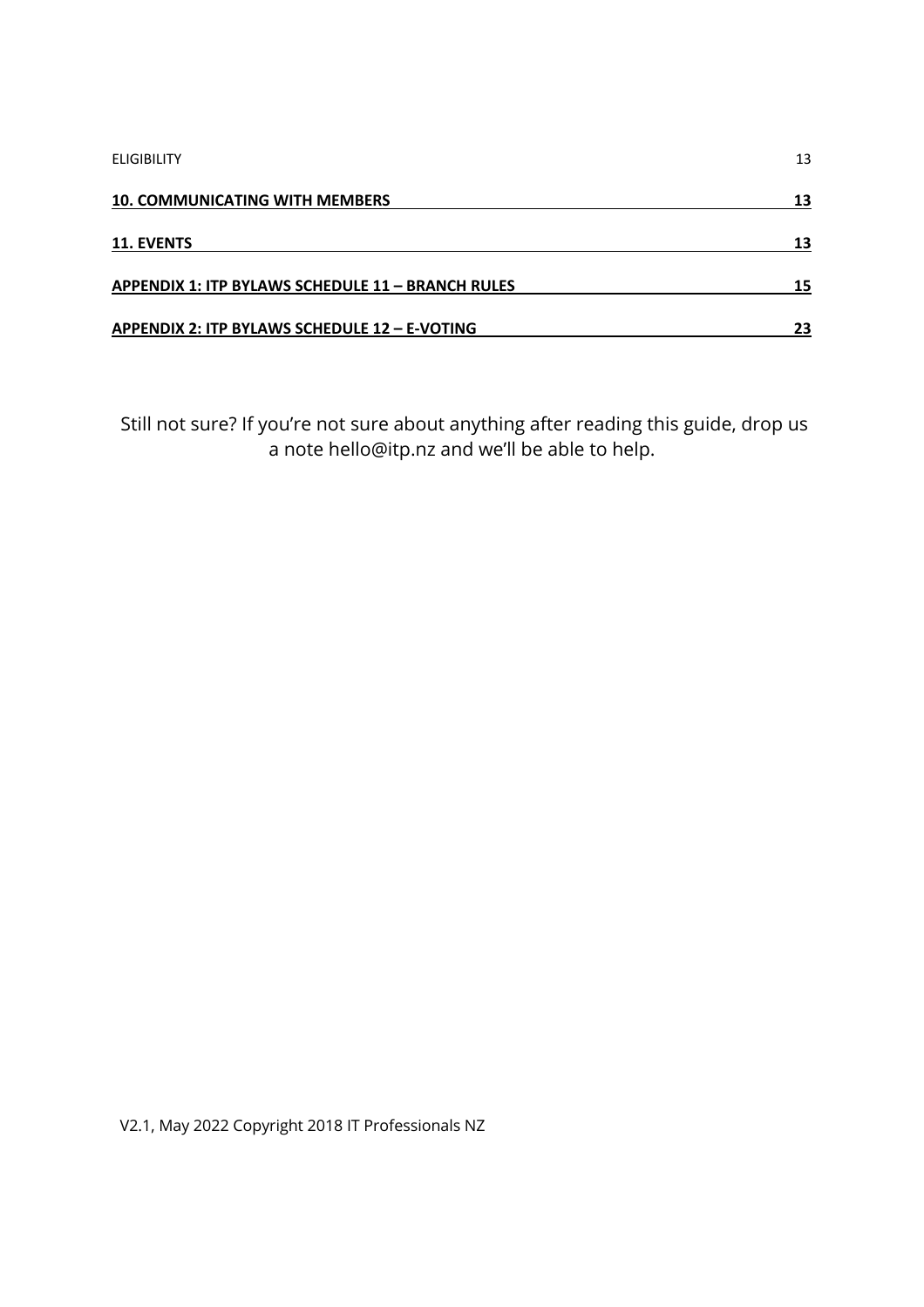ELIGIBILITY 13

**10. COMMUNICATING WITH MEMBERS** **13**

**11. EVENTS** **13**

**APPENDIX 1: ITP BYLAWS SCHEDULE 11 – BRANCH RULES** **15**

**APPENDIX 2: ITP BYLAWS SCHEDULE 12 – E-VOTING** **23**

Still not sure? If you're not sure about anything after reading this guide, drop us a note hello@itp.nz and we'll be able to help.

V2.1, May 2022 Copyright 2018 IT Professionals NZ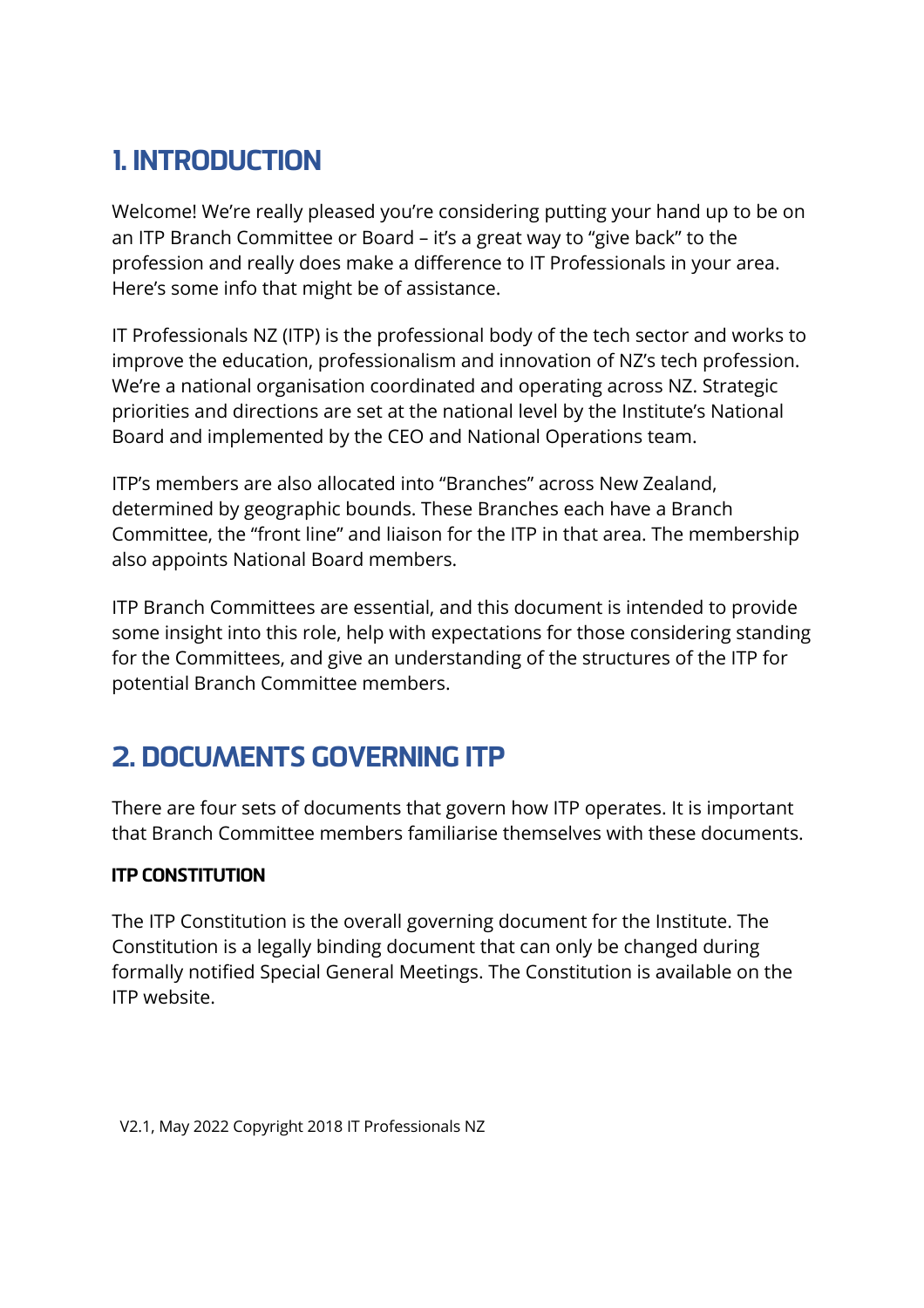## 1. INTRODUCTION

Welcome! We're really pleased you're considering putting your hand up to be on an ITP Branch Committee or Board – it's a great way to "give back" to the profession and really does make a difference to IT Professionals in your area. Here's some info that might be of assistance.

IT Professionals NZ (ITP) is the professional body of the tech sector and works to improve the education, professionalism and innovation of NZ's tech profession. We're a national organisation coordinated and operating across NZ. Strategic priorities and directions are set at the national level by the Institute's National Board and implemented by the CEO and National Operations team.

ITP's members are also allocated into "Branches" across New Zealand, determined by geographic bounds. These Branches each have a Branch Committee, the "front line" and liaison for the ITP in that area. The membership also appoints National Board members.

ITP Branch Committees are essential, and this document is intended to provide some insight into this role, help with expectations for those considering standing for the Committees, and give an understanding of the structures of the ITP for potential Branch Committee members.

## 2. DOCUMENTS GOVERNING ITP

There are four sets of documents that govern how ITP operates. It is important that Branch Committee members familiarise themselves with these documents.

#### ITP CONSTITUTION

The ITP Constitution is the overall governing document for the Institute. The Constitution is a legally binding document that can only be changed during formally notified Special General Meetings. The Constitution is available on the ITP website.

V2.1, May 2022 Copyright 2018 IT Professionals NZ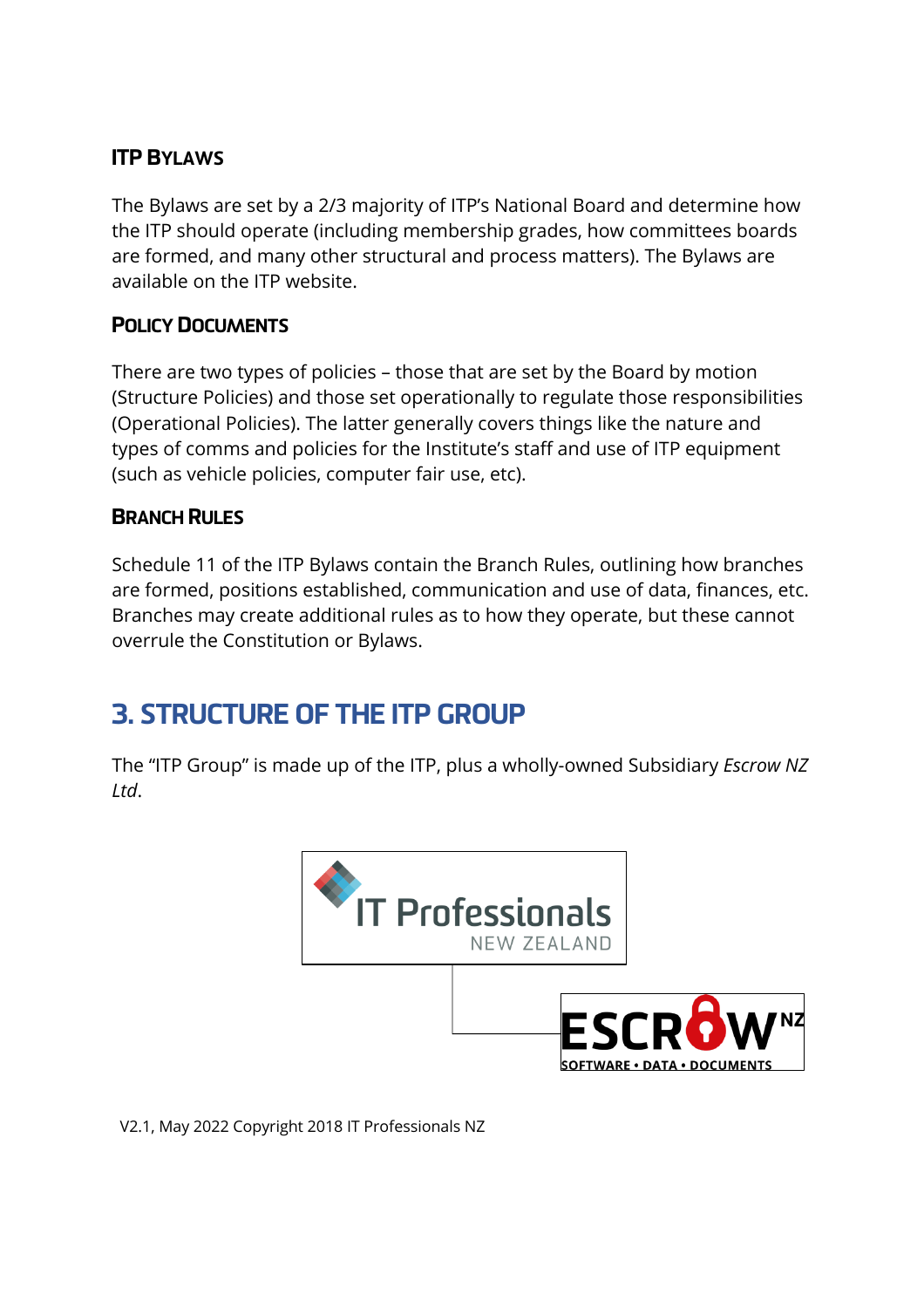### ITP Bylaws

The Bylaws are set by a 2/3 majority of ITP's National Board and determine how the ITP should operate (including membership grades, how committees boards are formed, and many other structural and process matters). The Bylaws are available on the ITP website.

### Policy Documents

There are two types of policies – those that are set by the Board by motion (Structure Policies) and those set operationally to regulate those responsibilities (Operational Policies). The latter generally covers things like the nature and types of comms and policies for the Institute's staff and use of ITP equipment (such as vehicle policies, computer fair use, etc).

### Branch Rules

Schedule 11 of the ITP Bylaws contain the Branch Rules, outlining how branches are formed, positions established, communication and use of data, finances, etc. Branches may create additional rules as to how they operate, but these cannot overrule the Constitution or Bylaws.

## 3. Structure of the ITP Group

The "ITP Group" is made up of the ITP, plus a wholly-owned Subsidiary *Escrow NZ Ltd*.

IT Professionals NEW ZEALAND

ESCROW NZ SOFTWARE • DATA • DOCUMENTS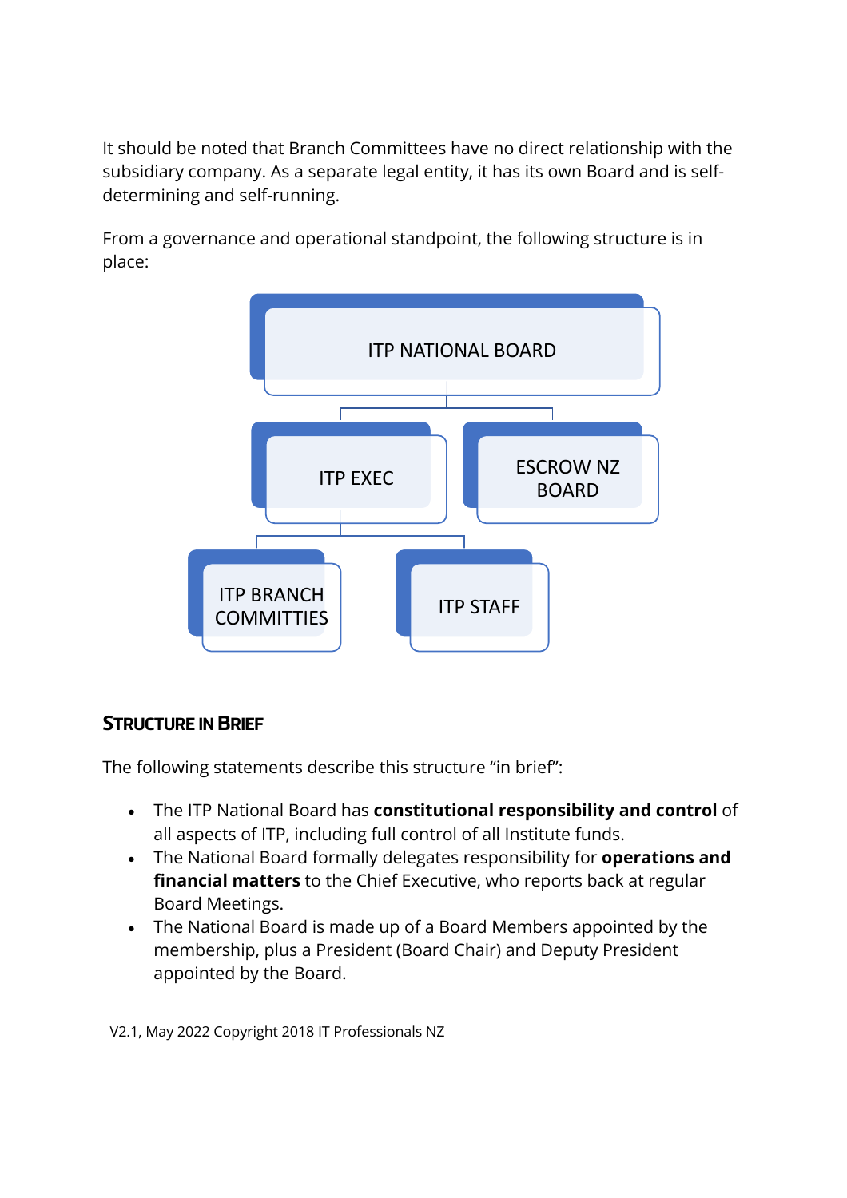It should be noted that Branch Committees have no direct relationship with the subsidiary company. As a separate legal entity, it has its own Board and is self-determining and self-running.

From a governance and operational standpoint, the following structure is in place:

- ITP NATIONAL BOARD
  - ITP EXEC
    - ITP BRANCH COMMITTIES
    - ITP STAFF
  - ESCROW NZ BOARD

## STRUCTURE IN BRIEF

The following statements describe this structure "in brief":

- The ITP National Board has **constitutional responsibility and control** of all aspects of ITP, including full control of all Institute funds.
- The National Board formally delegates responsibility for **operations and financial matters** to the Chief Executive, who reports back at regular Board Meetings.
- The National Board is made up of a Board Members appointed by the membership, plus a President (Board Chair) and Deputy President appointed by the Board.

V2.1, May 2022 Copyright 2018 IT Professionals NZ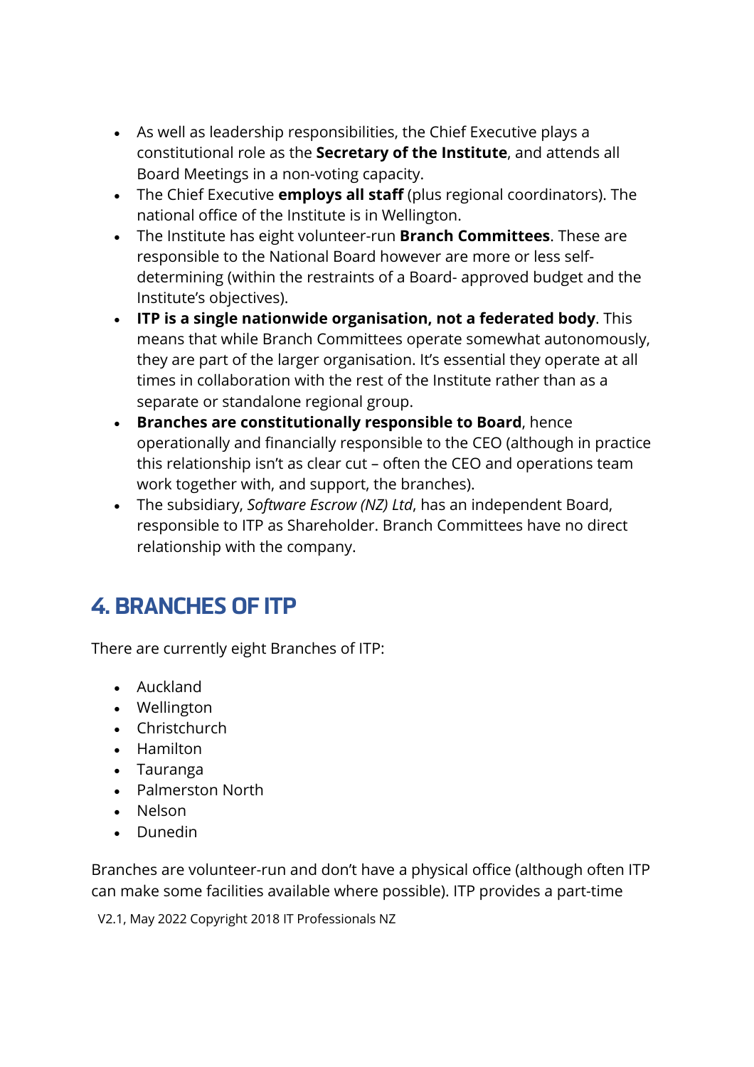- As well as leadership responsibilities, the Chief Executive plays a constitutional role as the **Secretary of the Institute**, and attends all Board Meetings in a non-voting capacity.
- The Chief Executive **employs all staff** (plus regional coordinators). The national office of the Institute is in Wellington.
- The Institute has eight volunteer-run **Branch Committees**. These are responsible to the National Board however are more or less self-determining (within the restraints of a Board- approved budget and the Institute's objectives).
- **ITP is a single nationwide organisation, not a federated body**. This means that while Branch Committees operate somewhat autonomously, they are part of the larger organisation. It's essential they operate at all times in collaboration with the rest of the Institute rather than as a separate or standalone regional group.
- **Branches are constitutionally responsible to Board**, hence operationally and financially responsible to the CEO (although in practice this relationship isn't as clear cut – often the CEO and operations team work together with, and support, the branches).
- The subsidiary, *Software Escrow (NZ) Ltd*, has an independent Board, responsible to ITP as Shareholder. Branch Committees have no direct relationship with the company.

## 4. BRANCHES OF ITP

There are currently eight Branches of ITP:

- Auckland
- Wellington
- Christchurch
- Hamilton
- Tauranga
- Palmerston North
- Nelson
- Dunedin

Branches are volunteer-run and don't have a physical office (although often ITP can make some facilities available where possible). ITP provides a part-time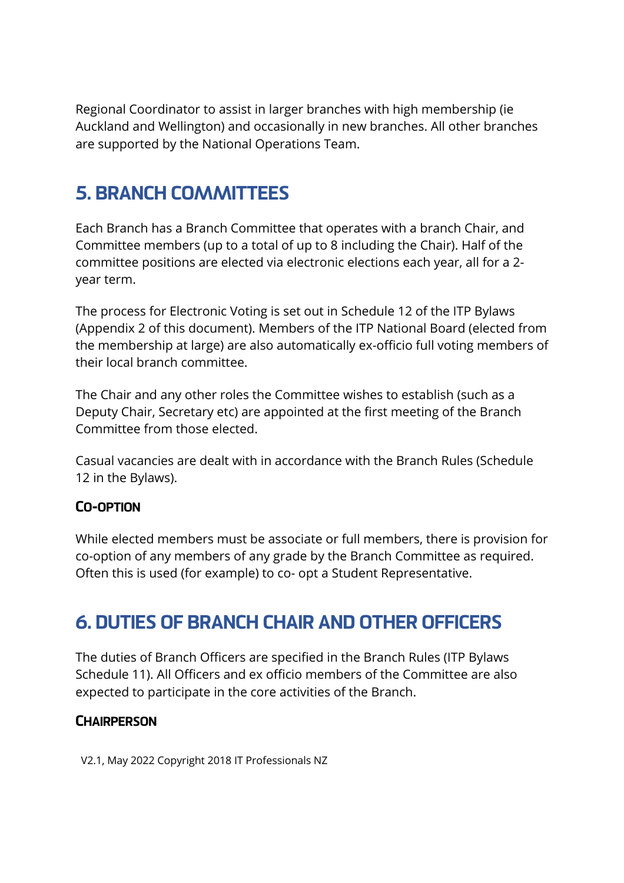Regional Coordinator to assist in larger branches with high membership (ie Auckland and Wellington) and occasionally in new branches. All other branches are supported by the National Operations Team.

## 5. BRANCH COMMITTEES

Each Branch has a Branch Committee that operates with a branch Chair, and Committee members (up to a total of up to 8 including the Chair). Half of the committee positions are elected via electronic elections each year, all for a 2-year term.

The process for Electronic Voting is set out in Schedule 12 of the ITP Bylaws (Appendix 2 of this document). Members of the ITP National Board (elected from the membership at large) are also automatically ex-officio full voting members of their local branch committee.

The Chair and any other roles the Committee wishes to establish (such as a Deputy Chair, Secretary etc) are appointed at the first meeting of the Branch Committee from those elected.

Casual vacancies are dealt with in accordance with the Branch Rules (Schedule 12 in the Bylaws).

### CO-OPTION

While elected members must be associate or full members, there is provision for co-option of any members of any grade by the Branch Committee as required. Often this is used (for example) to co- opt a Student Representative.

## 6. DUTIES OF BRANCH CHAIR AND OTHER OFFICERS

The duties of Branch Officers are specified in the Branch Rules (ITP Bylaws Schedule 11). All Officers and ex officio members of the Committee are also expected to participate in the core activities of the Branch.

### CHAIRPERSON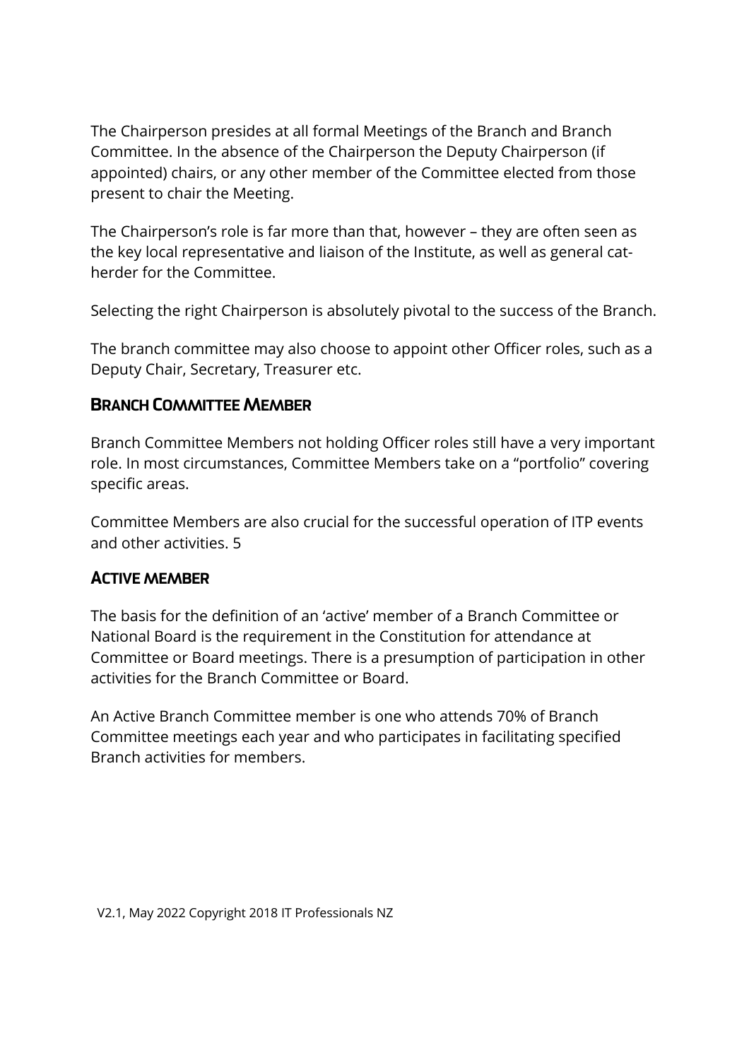The Chairperson presides at all formal Meetings of the Branch and Branch Committee. In the absence of the Chairperson the Deputy Chairperson (if appointed) chairs, or any other member of the Committee elected from those present to chair the Meeting.

The Chairperson's role is far more than that, however – they are often seen as the key local representative and liaison of the Institute, as well as general cat-herder for the Committee.

Selecting the right Chairperson is absolutely pivotal to the success of the Branch.

The branch committee may also choose to appoint other Officer roles, such as a Deputy Chair, Secretary, Treasurer etc.

### Branch Committee Member

Branch Committee Members not holding Officer roles still have a very important role. In most circumstances, Committee Members take on a "portfolio" covering specific areas.

Committee Members are also crucial for the successful operation of ITP events and other activities. 5

### Active member

The basis for the definition of an 'active' member of a Branch Committee or National Board is the requirement in the Constitution for attendance at Committee or Board meetings. There is a presumption of participation in other activities for the Branch Committee or Board.

An Active Branch Committee member is one who attends 70% of Branch Committee meetings each year and who participates in facilitating specified Branch activities for members.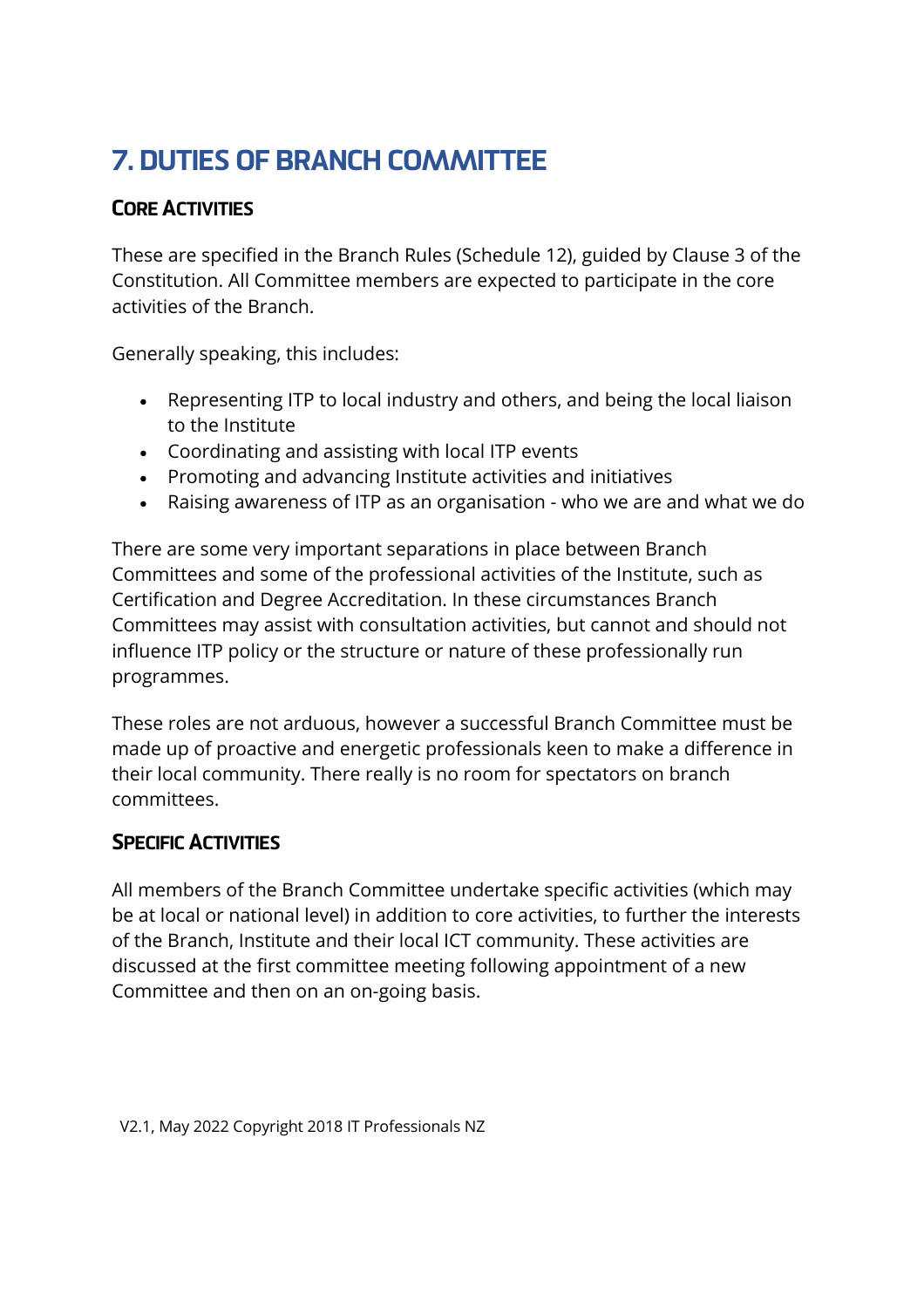# 7. DUTIES OF BRANCH COMMITTEE

## Core Activities

These are specified in the Branch Rules (Schedule 12), guided by Clause 3 of the Constitution. All Committee members are expected to participate in the core activities of the Branch.

Generally speaking, this includes:

- Representing ITP to local industry and others, and being the local liaison to the Institute
- Coordinating and assisting with local ITP events
- Promoting and advancing Institute activities and initiatives
- Raising awareness of ITP as an organisation - who we are and what we do

There are some very important separations in place between Branch Committees and some of the professional activities of the Institute, such as Certification and Degree Accreditation. In these circumstances Branch Committees may assist with consultation activities, but cannot and should not influence ITP policy or the structure or nature of these professionally run programmes.

These roles are not arduous, however a successful Branch Committee must be made up of proactive and energetic professionals keen to make a difference in their local community. There really is no room for spectators on branch committees.

## Specific Activities

All members of the Branch Committee undertake specific activities (which may be at local or national level) in addition to core activities, to further the interests of the Branch, Institute and their local ICT community. These activities are discussed at the first committee meeting following appointment of a new Committee and then on an on-going basis.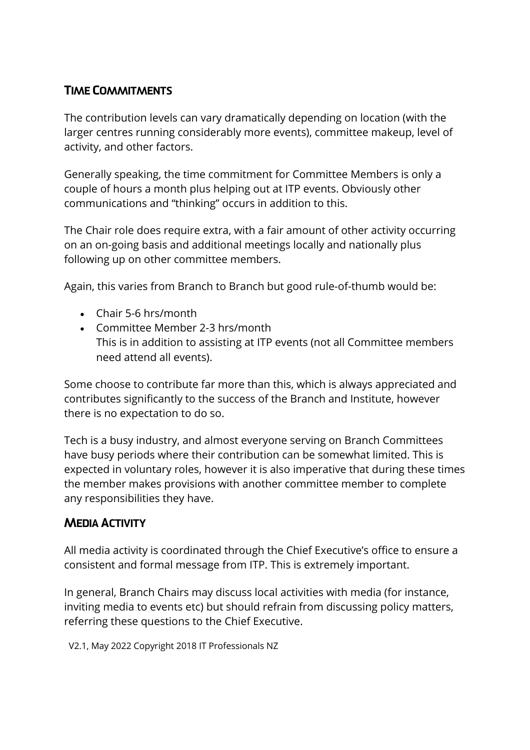## Time Commitments

The contribution levels can vary dramatically depending on location (with the larger centres running considerably more events), committee makeup, level of activity, and other factors.

Generally speaking, the time commitment for Committee Members is only a couple of hours a month plus helping out at ITP events. Obviously other communications and "thinking" occurs in addition to this.

The Chair role does require extra, with a fair amount of other activity occurring on an on-going basis and additional meetings locally and nationally plus following up on other committee members.

Again, this varies from Branch to Branch but good rule-of-thumb would be:

- Chair 5-6 hrs/month
- Committee Member 2-3 hrs/month
  This is in addition to assisting at ITP events (not all Committee members need attend all events).

Some choose to contribute far more than this, which is always appreciated and contributes significantly to the success of the Branch and Institute, however there is no expectation to do so.

Tech is a busy industry, and almost everyone serving on Branch Committees have busy periods where their contribution can be somewhat limited. This is expected in voluntary roles, however it is also imperative that during these times the member makes provisions with another committee member to complete any responsibilities they have.

## Media Activity

All media activity is coordinated through the Chief Executive's office to ensure a consistent and formal message from ITP. This is extremely important.

In general, Branch Chairs may discuss local activities with media (for instance, inviting media to events etc) but should refrain from discussing policy matters, referring these questions to the Chief Executive.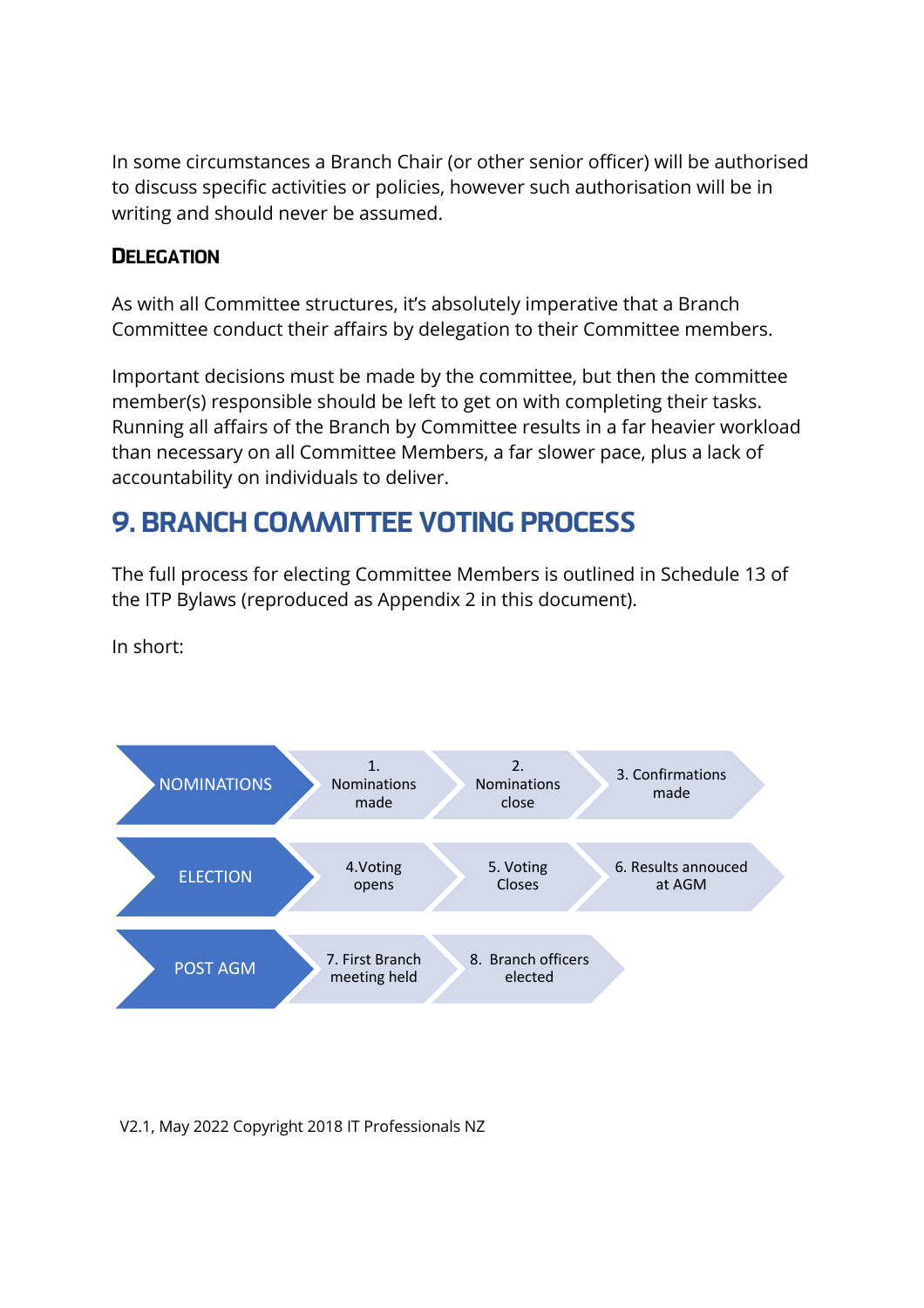In some circumstances a Branch Chair (or other senior officer) will be authorised to discuss specific activities or policies, however such authorisation will be in writing and should never be assumed.

### DELEGATION

As with all Committee structures, it's absolutely imperative that a Branch Committee conduct their affairs by delegation to their Committee members.

Important decisions must be made by the committee, but then the committee member(s) responsible should be left to get on with completing their tasks. Running all affairs of the Branch by Committee results in a far heavier workload than necessary on all Committee Members, a far slower pace, plus a lack of accountability on individuals to deliver.

## 9. BRANCH COMMITTEE VOTING PROCESS

The full process for electing Committee Members is outlined in Schedule 13 of the ITP Bylaws (reproduced as Appendix 2 in this document).

In short:

| | | | |
|---|---|---|---|
| NOMINATIONS | 1. Nominations made | 2. Nominations close | 3. Confirmations made |
| ELECTION | 4.Voting opens | 5. Voting Closes | 6. Results annouced at AGM |
| POST AGM | 7. First Branch meeting held | 8. Branch officers elected | |

V2.1, May 2022 Copyright 2018 IT Professionals NZ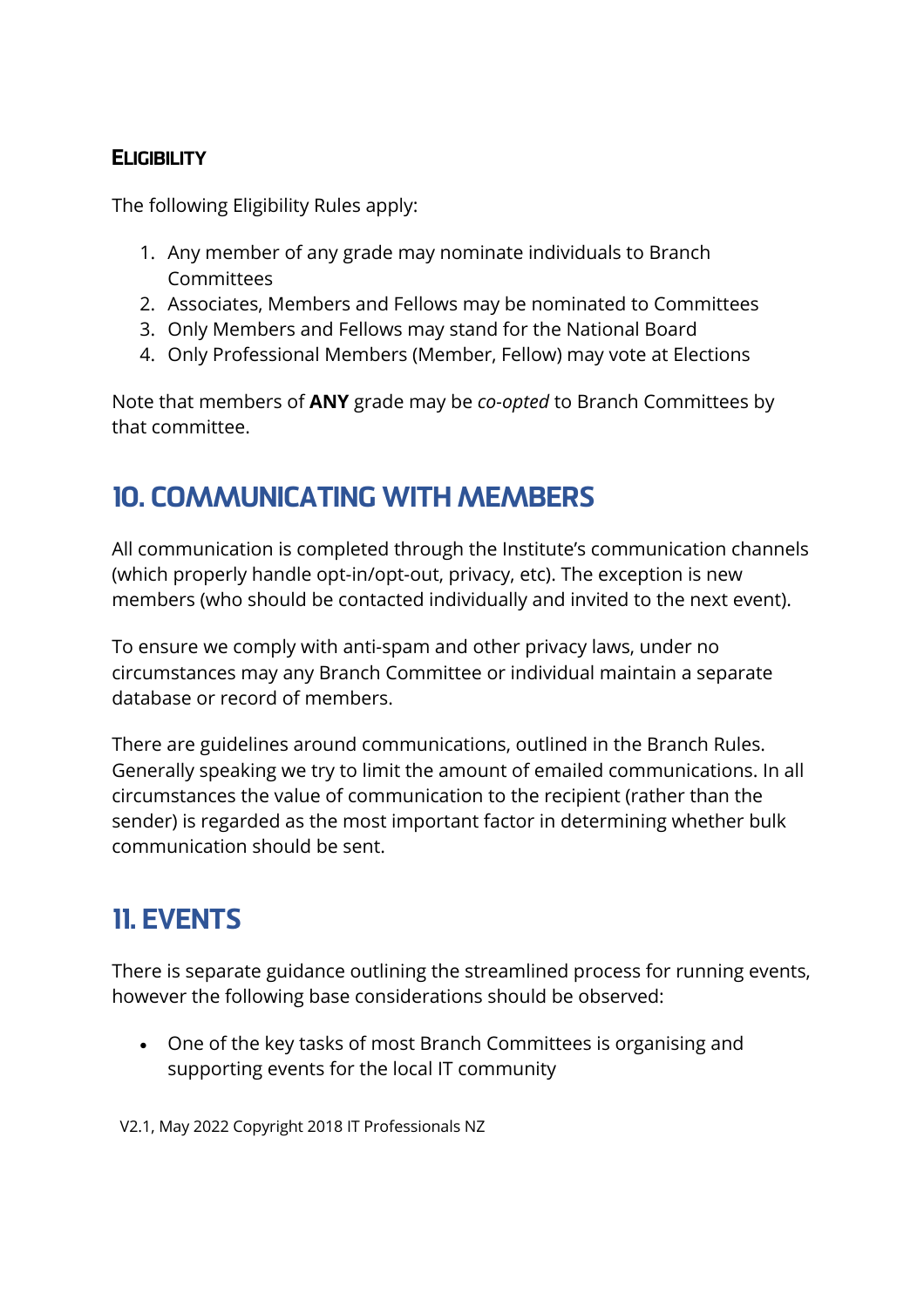### ELIGIBILITY

The following Eligibility Rules apply:

1. Any member of any grade may nominate individuals to Branch Committees
2. Associates, Members and Fellows may be nominated to Committees
3. Only Members and Fellows may stand for the National Board
4. Only Professional Members (Member, Fellow) may vote at Elections

Note that members of **ANY** grade may be *co-opted* to Branch Committees by that committee.

## 10. COMMUNICATING WITH MEMBERS

All communication is completed through the Institute's communication channels (which properly handle opt-in/opt-out, privacy, etc). The exception is new members (who should be contacted individually and invited to the next event).

To ensure we comply with anti-spam and other privacy laws, under no circumstances may any Branch Committee or individual maintain a separate database or record of members.

There are guidelines around communications, outlined in the Branch Rules. Generally speaking we try to limit the amount of emailed communications. In all circumstances the value of communication to the recipient (rather than the sender) is regarded as the most important factor in determining whether bulk communication should be sent.

## 11. EVENTS

There is separate guidance outlining the streamlined process for running events, however the following base considerations should be observed:

- One of the key tasks of most Branch Committees is organising and supporting events for the local IT community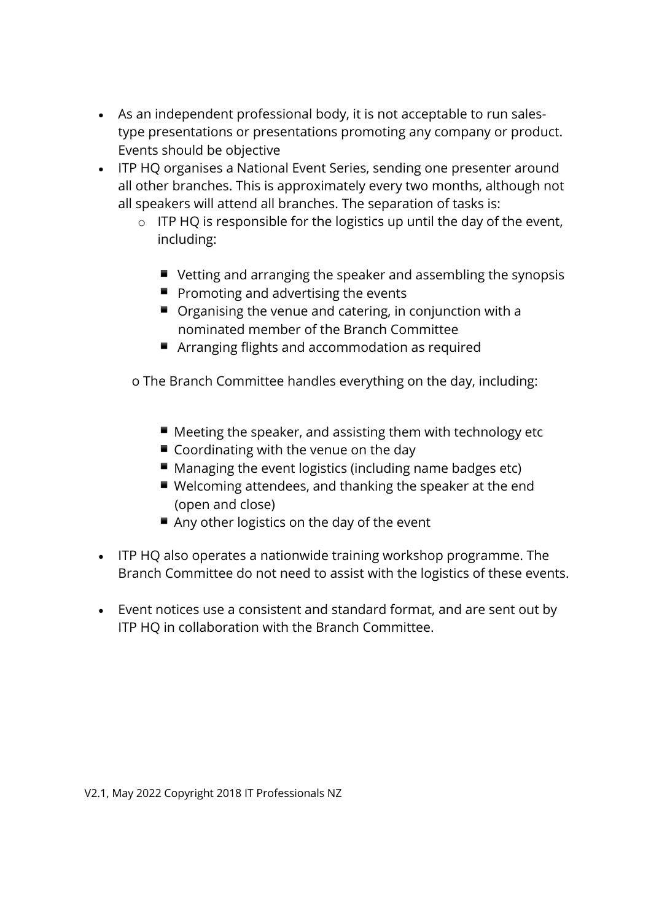- As an independent professional body, it is not acceptable to run sales-type presentations or presentations promoting any company or product. Events should be objective
- ITP HQ organises a National Event Series, sending one presenter around all other branches. This is approximately every two months, although not all speakers will attend all branches. The separation of tasks is:
  - ITP HQ is responsible for the logistics up until the day of the event, including:
    - Vetting and arranging the speaker and assembling the synopsis
    - Promoting and advertising the events
    - Organising the venue and catering, in conjunction with a nominated member of the Branch Committee
    - Arranging flights and accommodation as required
  - The Branch Committee handles everything on the day, including:
    - Meeting the speaker, and assisting them with technology etc
    - Coordinating with the venue on the day
    - Managing the event logistics (including name badges etc)
    - Welcoming attendees, and thanking the speaker at the end (open and close)
    - Any other logistics on the day of the event
- ITP HQ also operates a nationwide training workshop programme. The Branch Committee do not need to assist with the logistics of these events.
- Event notices use a consistent and standard format, and are sent out by ITP HQ in collaboration with the Branch Committee.

V2.1, May 2022 Copyright 2018 IT Professionals NZ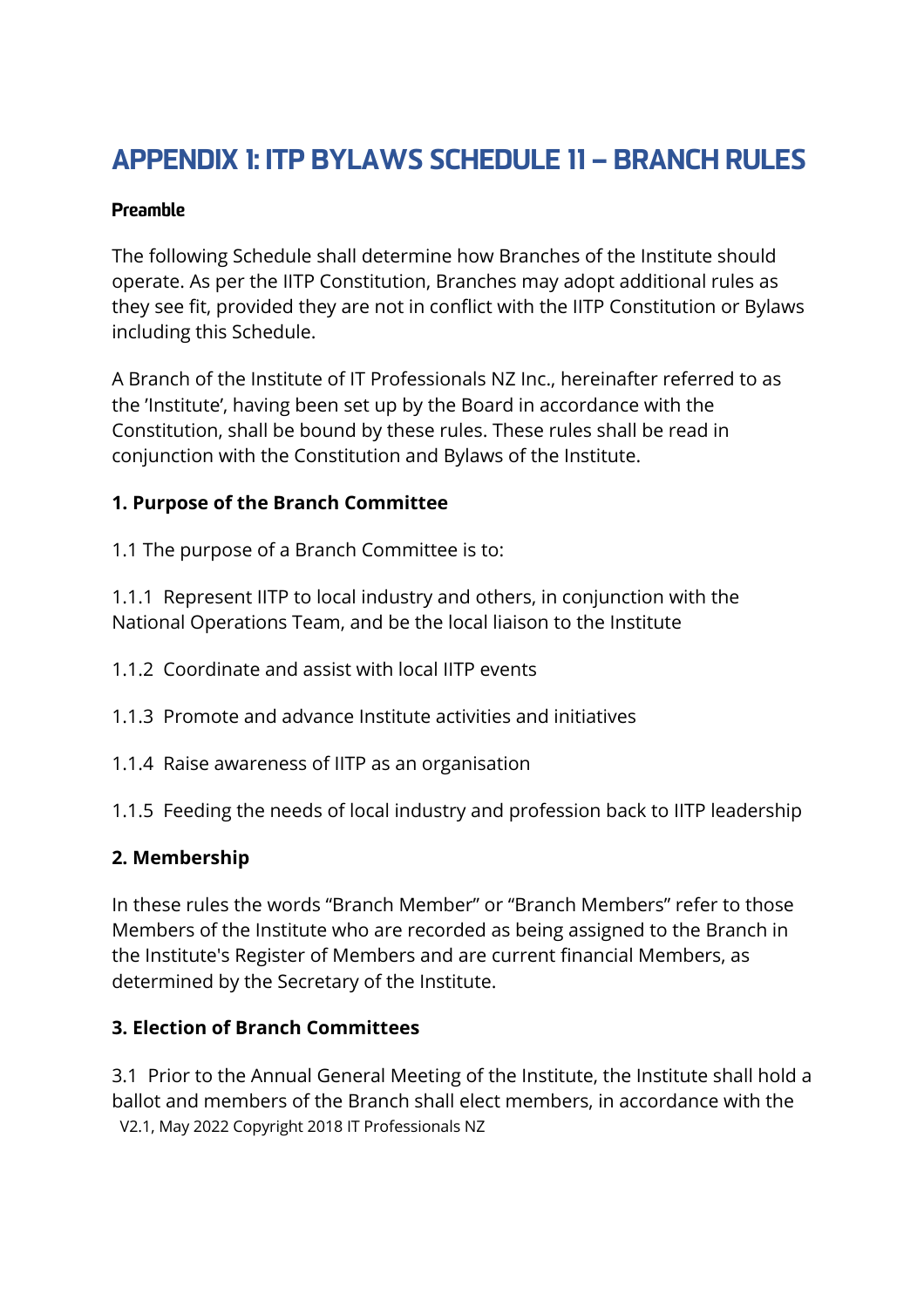# APPENDIX 1: ITP BYLAWS SCHEDULE 11 – BRANCH RULES

**Preamble**

The following Schedule shall determine how Branches of the Institute should operate. As per the IITP Constitution, Branches may adopt additional rules as they see fit, provided they are not in conflict with the IITP Constitution or Bylaws including this Schedule.

A Branch of the Institute of IT Professionals NZ Inc., hereinafter referred to as the 'Institute', having been set up by the Board in accordance with the Constitution, shall be bound by these rules. These rules shall be read in conjunction with the Constitution and Bylaws of the Institute.

**1. Purpose of the Branch Committee**

1.1 The purpose of a Branch Committee is to:

1.1.1 Represent IITP to local industry and others, in conjunction with the National Operations Team, and be the local liaison to the Institute

1.1.2 Coordinate and assist with local IITP events

1.1.3 Promote and advance Institute activities and initiatives

1.1.4 Raise awareness of IITP as an organisation

1.1.5 Feeding the needs of local industry and profession back to IITP leadership

**2. Membership**

In these rules the words "Branch Member" or "Branch Members" refer to those Members of the Institute who are recorded as being assigned to the Branch in the Institute's Register of Members and are current financial Members, as determined by the Secretary of the Institute.

**3. Election of Branch Committees**

3.1 Prior to the Annual General Meeting of the Institute, the Institute shall hold a ballot and members of the Branch shall elect members, in accordance with the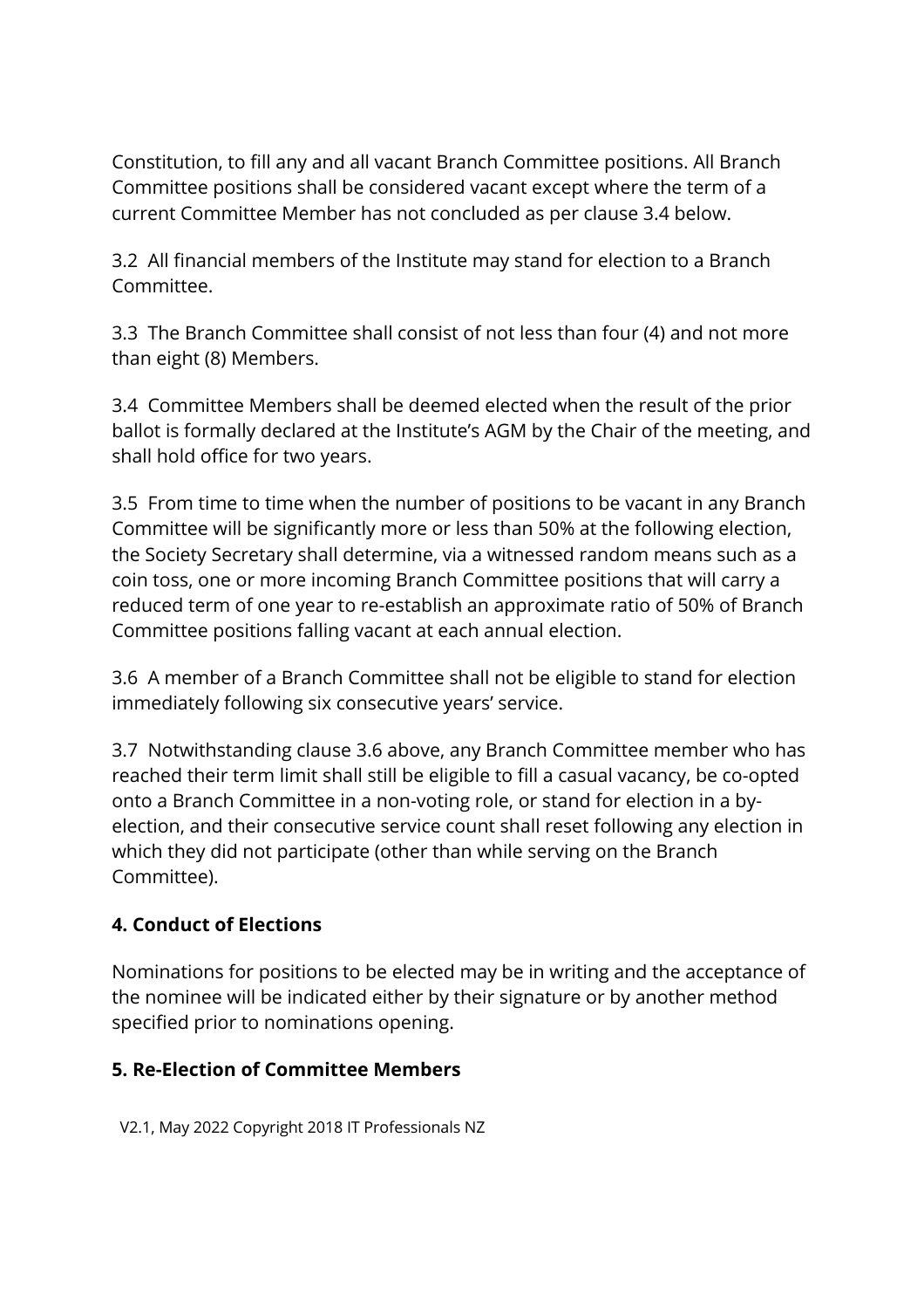Constitution, to fill any and all vacant Branch Committee positions. All Branch Committee positions shall be considered vacant except where the term of a current Committee Member has not concluded as per clause 3.4 below.

3.2 All financial members of the Institute may stand for election to a Branch Committee.

3.3 The Branch Committee shall consist of not less than four (4) and not more than eight (8) Members.

3.4 Committee Members shall be deemed elected when the result of the prior ballot is formally declared at the Institute's AGM by the Chair of the meeting, and shall hold office for two years.

3.5 From time to time when the number of positions to be vacant in any Branch Committee will be significantly more or less than 50% at the following election, the Society Secretary shall determine, via a witnessed random means such as a coin toss, one or more incoming Branch Committee positions that will carry a reduced term of one year to re-establish an approximate ratio of 50% of Branch Committee positions falling vacant at each annual election.

3.6 A member of a Branch Committee shall not be eligible to stand for election immediately following six consecutive years' service.

3.7 Notwithstanding clause 3.6 above, any Branch Committee member who has reached their term limit shall still be eligible to fill a casual vacancy, be co-opted onto a Branch Committee in a non-voting role, or stand for election in a by-election, and their consecutive service count shall reset following any election in which they did not participate (other than while serving on the Branch Committee).

**4. Conduct of Elections**

Nominations for positions to be elected may be in writing and the acceptance of the nominee will be indicated either by their signature or by another method specified prior to nominations opening.

**5. Re-Election of Committee Members**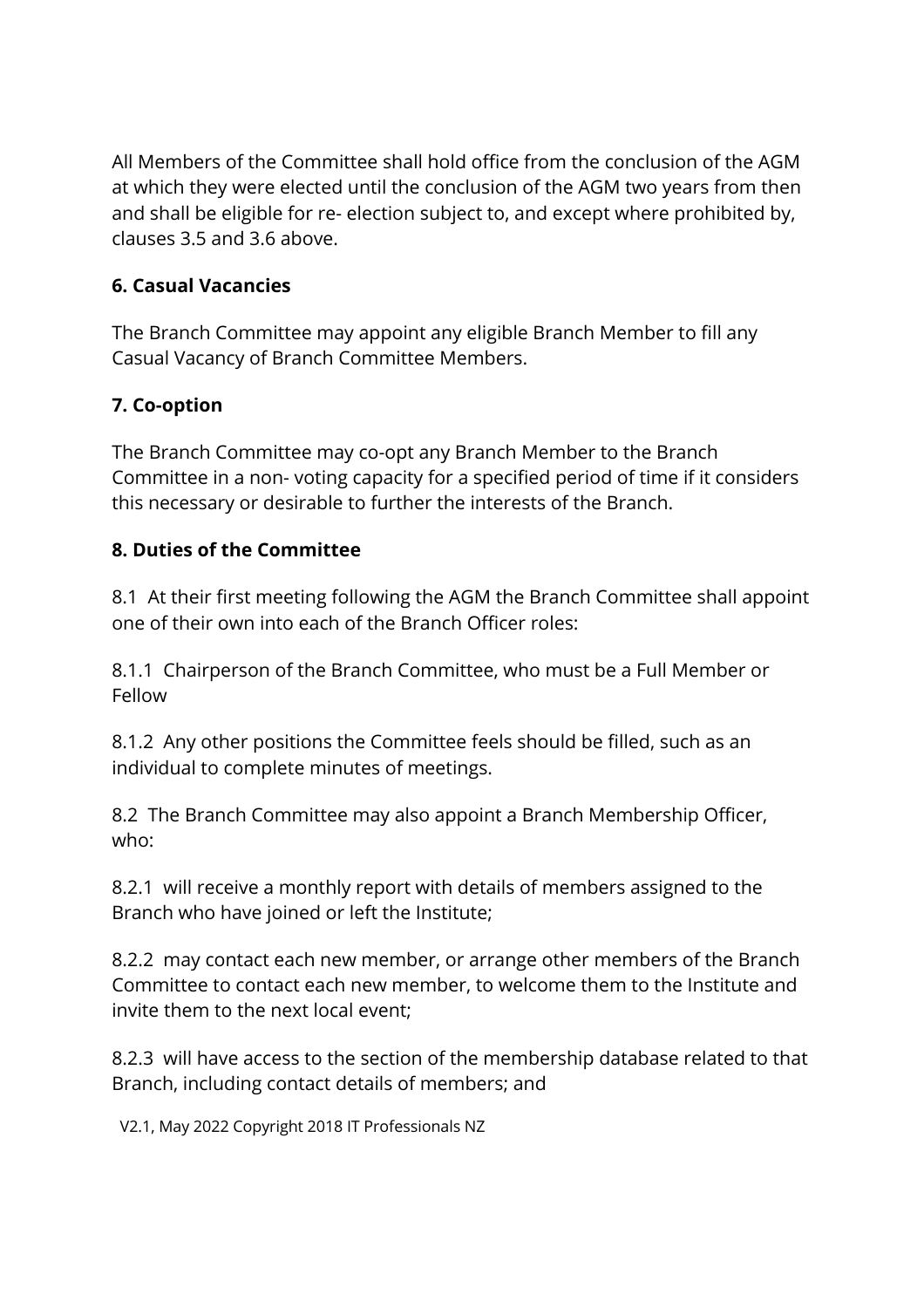All Members of the Committee shall hold office from the conclusion of the AGM at which they were elected until the conclusion of the AGM two years from then and shall be eligible for re- election subject to, and except where prohibited by, clauses 3.5 and 3.6 above.

**6. Casual Vacancies**

The Branch Committee may appoint any eligible Branch Member to fill any Casual Vacancy of Branch Committee Members.

**7. Co-option**

The Branch Committee may co-opt any Branch Member to the Branch Committee in a non- voting capacity for a specified period of time if it considers this necessary or desirable to further the interests of the Branch.

**8. Duties of the Committee**

8.1 At their first meeting following the AGM the Branch Committee shall appoint one of their own into each of the Branch Officer roles:

8.1.1 Chairperson of the Branch Committee, who must be a Full Member or Fellow

8.1.2 Any other positions the Committee feels should be filled, such as an individual to complete minutes of meetings.

8.2 The Branch Committee may also appoint a Branch Membership Officer, who:

8.2.1 will receive a monthly report with details of members assigned to the Branch who have joined or left the Institute;

8.2.2 may contact each new member, or arrange other members of the Branch Committee to contact each new member, to welcome them to the Institute and invite them to the next local event;

8.2.3 will have access to the section of the membership database related to that Branch, including contact details of members; and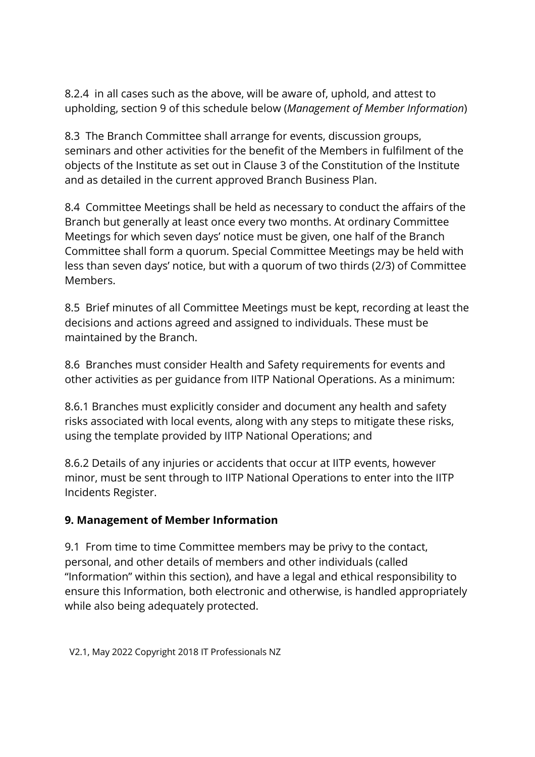8.2.4 in all cases such as the above, will be aware of, uphold, and attest to upholding, section 9 of this schedule below (*Management of Member Information*)

8.3 The Branch Committee shall arrange for events, discussion groups, seminars and other activities for the benefit of the Members in fulfilment of the objects of the Institute as set out in Clause 3 of the Constitution of the Institute and as detailed in the current approved Branch Business Plan.

8.4 Committee Meetings shall be held as necessary to conduct the affairs of the Branch but generally at least once every two months. At ordinary Committee Meetings for which seven days' notice must be given, one half of the Branch Committee shall form a quorum. Special Committee Meetings may be held with less than seven days' notice, but with a quorum of two thirds (2/3) of Committee Members.

8.5 Brief minutes of all Committee Meetings must be kept, recording at least the decisions and actions agreed and assigned to individuals. These must be maintained by the Branch.

8.6 Branches must consider Health and Safety requirements for events and other activities as per guidance from IITP National Operations. As a minimum:

8.6.1 Branches must explicitly consider and document any health and safety risks associated with local events, along with any steps to mitigate these risks, using the template provided by IITP National Operations; and

8.6.2 Details of any injuries or accidents that occur at IITP events, however minor, must be sent through to IITP National Operations to enter into the IITP Incidents Register.

**9. Management of Member Information**

9.1 From time to time Committee members may be privy to the contact, personal, and other details of members and other individuals (called "Information" within this section), and have a legal and ethical responsibility to ensure this Information, both electronic and otherwise, is handled appropriately while also being adequately protected.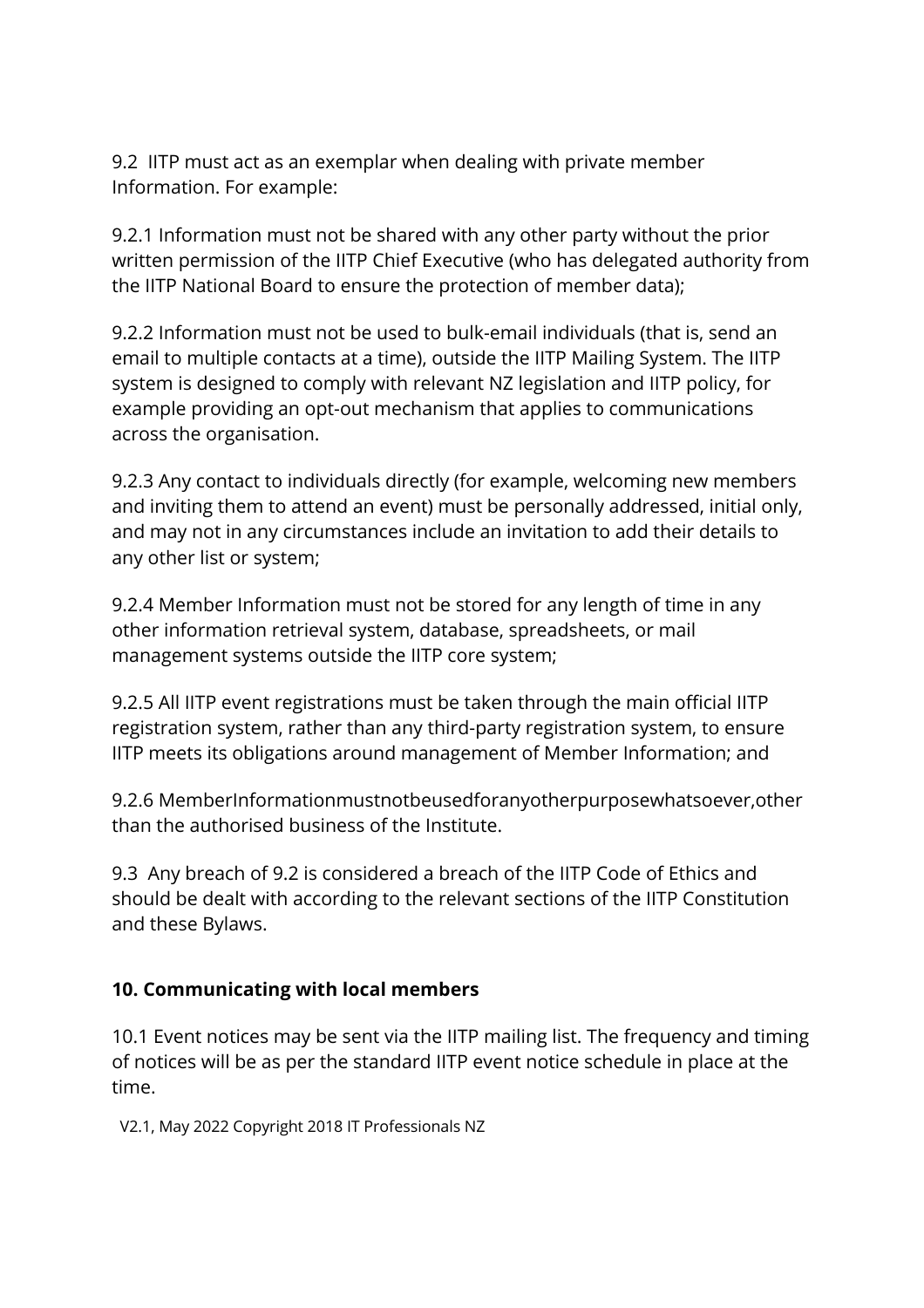9.2 IITP must act as an exemplar when dealing with private member Information. For example:

9.2.1 Information must not be shared with any other party without the prior written permission of the IITP Chief Executive (who has delegated authority from the IITP National Board to ensure the protection of member data);

9.2.2 Information must not be used to bulk-email individuals (that is, send an email to multiple contacts at a time), outside the IITP Mailing System. The IITP system is designed to comply with relevant NZ legislation and IITP policy, for example providing an opt-out mechanism that applies to communications across the organisation.

9.2.3 Any contact to individuals directly (for example, welcoming new members and inviting them to attend an event) must be personally addressed, initial only, and may not in any circumstances include an invitation to add their details to any other list or system;

9.2.4 Member Information must not be stored for any length of time in any other information retrieval system, database, spreadsheets, or mail management systems outside the IITP core system;

9.2.5 All IITP event registrations must be taken through the main official IITP registration system, rather than any third-party registration system, to ensure IITP meets its obligations around management of Member Information; and

9.2.6 MemberInformationmustnotbeusedforanyotherpurposewhatsoever,other than the authorised business of the Institute.

9.3 Any breach of 9.2 is considered a breach of the IITP Code of Ethics and should be dealt with according to the relevant sections of the IITP Constitution and these Bylaws.

**10. Communicating with local members**

10.1 Event notices may be sent via the IITP mailing list. The frequency and timing of notices will be as per the standard IITP event notice schedule in place at the time.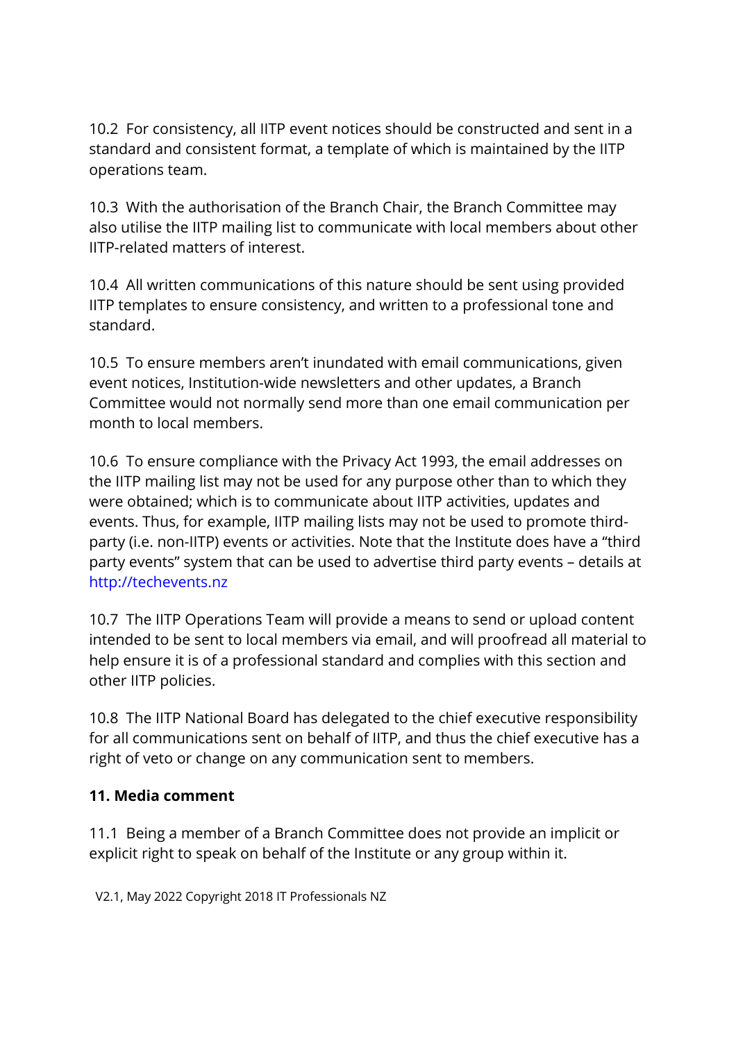10.2 For consistency, all IITP event notices should be constructed and sent in a standard and consistent format, a template of which is maintained by the IITP operations team.

10.3 With the authorisation of the Branch Chair, the Branch Committee may also utilise the IITP mailing list to communicate with local members about other IITP-related matters of interest.

10.4 All written communications of this nature should be sent using provided IITP templates to ensure consistency, and written to a professional tone and standard.

10.5 To ensure members aren't inundated with email communications, given event notices, Institution-wide newsletters and other updates, a Branch Committee would not normally send more than one email communication per month to local members.

10.6 To ensure compliance with the Privacy Act 1993, the email addresses on the IITP mailing list may not be used for any purpose other than to which they were obtained; which is to communicate about IITP activities, updates and events. Thus, for example, IITP mailing lists may not be used to promote third-party (i.e. non-IITP) events or activities. Note that the Institute does have a "third party events" system that can be used to advertise third party events – details at http://techevents.nz

10.7 The IITP Operations Team will provide a means to send or upload content intended to be sent to local members via email, and will proofread all material to help ensure it is of a professional standard and complies with this section and other IITP policies.

10.8 The IITP National Board has delegated to the chief executive responsibility for all communications sent on behalf of IITP, and thus the chief executive has a right of veto or change on any communication sent to members.

**11. Media comment**

11.1 Being a member of a Branch Committee does not provide an implicit or explicit right to speak on behalf of the Institute or any group within it.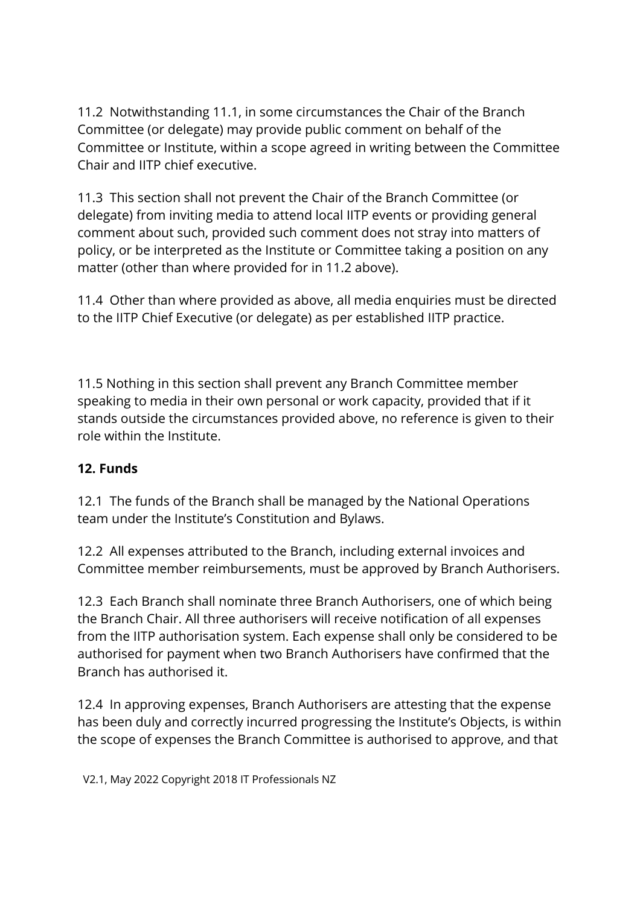11.2 Notwithstanding 11.1, in some circumstances the Chair of the Branch Committee (or delegate) may provide public comment on behalf of the Committee or Institute, within a scope agreed in writing between the Committee Chair and IITP chief executive.

11.3 This section shall not prevent the Chair of the Branch Committee (or delegate) from inviting media to attend local IITP events or providing general comment about such, provided such comment does not stray into matters of policy, or be interpreted as the Institute or Committee taking a position on any matter (other than where provided for in 11.2 above).

11.4 Other than where provided as above, all media enquiries must be directed to the IITP Chief Executive (or delegate) as per established IITP practice.

11.5 Nothing in this section shall prevent any Branch Committee member speaking to media in their own personal or work capacity, provided that if it stands outside the circumstances provided above, no reference is given to their role within the Institute.

**12. Funds**

12.1 The funds of the Branch shall be managed by the National Operations team under the Institute's Constitution and Bylaws.

12.2 All expenses attributed to the Branch, including external invoices and Committee member reimbursements, must be approved by Branch Authorisers.

12.3 Each Branch shall nominate three Branch Authorisers, one of which being the Branch Chair. All three authorisers will receive notification of all expenses from the IITP authorisation system. Each expense shall only be considered to be authorised for payment when two Branch Authorisers have confirmed that the Branch has authorised it.

12.4 In approving expenses, Branch Authorisers are attesting that the expense has been duly and correctly incurred progressing the Institute's Objects, is within the scope of expenses the Branch Committee is authorised to approve, and that

V2.1, May 2022 Copyright 2018 IT Professionals NZ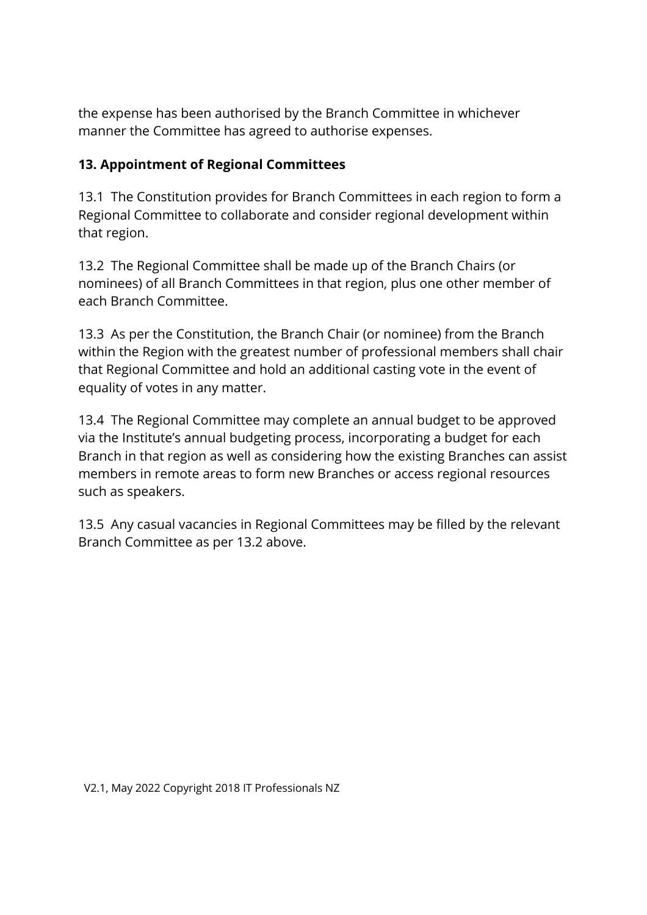the expense has been authorised by the Branch Committee in whichever manner the Committee has agreed to authorise expenses.

## 13. Appointment of Regional Committees

13.1 The Constitution provides for Branch Committees in each region to form a Regional Committee to collaborate and consider regional development within that region.

13.2 The Regional Committee shall be made up of the Branch Chairs (or nominees) of all Branch Committees in that region, plus one other member of each Branch Committee.

13.3 As per the Constitution, the Branch Chair (or nominee) from the Branch within the Region with the greatest number of professional members shall chair that Regional Committee and hold an additional casting vote in the event of equality of votes in any matter.

13.4 The Regional Committee may complete an annual budget to be approved via the Institute's annual budgeting process, incorporating a budget for each Branch in that region as well as considering how the existing Branches can assist members in remote areas to form new Branches or access regional resources such as speakers.

13.5 Any casual vacancies in Regional Committees may be filled by the relevant Branch Committee as per 13.2 above.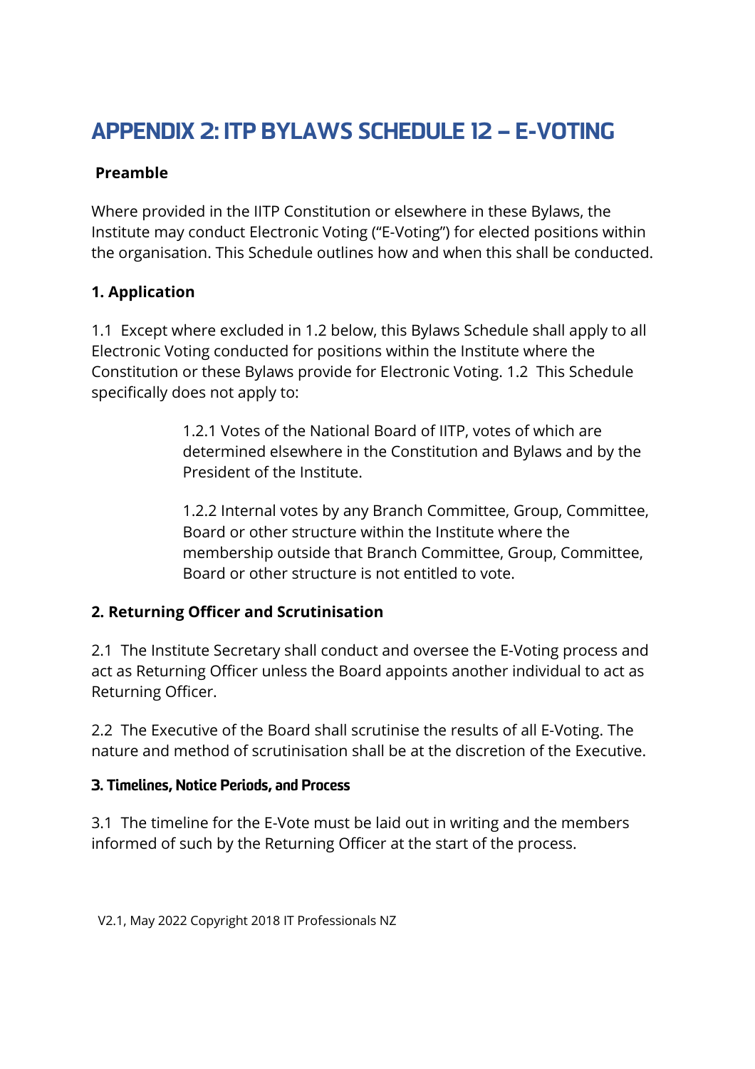# APPENDIX 2: ITP BYLAWS SCHEDULE 12 – E-VOTING

**Preamble**

Where provided in the IITP Constitution or elsewhere in these Bylaws, the Institute may conduct Electronic Voting ("E-Voting") for elected positions within the organisation. This Schedule outlines how and when this shall be conducted.

**1. Application**

1.1 Except where excluded in 1.2 below, this Bylaws Schedule shall apply to all Electronic Voting conducted for positions within the Institute where the Constitution or these Bylaws provide for Electronic Voting. 1.2 This Schedule specifically does not apply to:

> 1.2.1 Votes of the National Board of IITP, votes of which are determined elsewhere in the Constitution and Bylaws and by the President of the Institute.
>
> 1.2.2 Internal votes by any Branch Committee, Group, Committee, Board or other structure within the Institute where the membership outside that Branch Committee, Group, Committee, Board or other structure is not entitled to vote.

**2. Returning Officer and Scrutinisation**

2.1 The Institute Secretary shall conduct and oversee the E-Voting process and act as Returning Officer unless the Board appoints another individual to act as Returning Officer.

2.2 The Executive of the Board shall scrutinise the results of all E-Voting. The nature and method of scrutinisation shall be at the discretion of the Executive.

**3. Timelines, Notice Periods, and Process**

3.1 The timeline for the E-Vote must be laid out in writing and the members informed of such by the Returning Officer at the start of the process.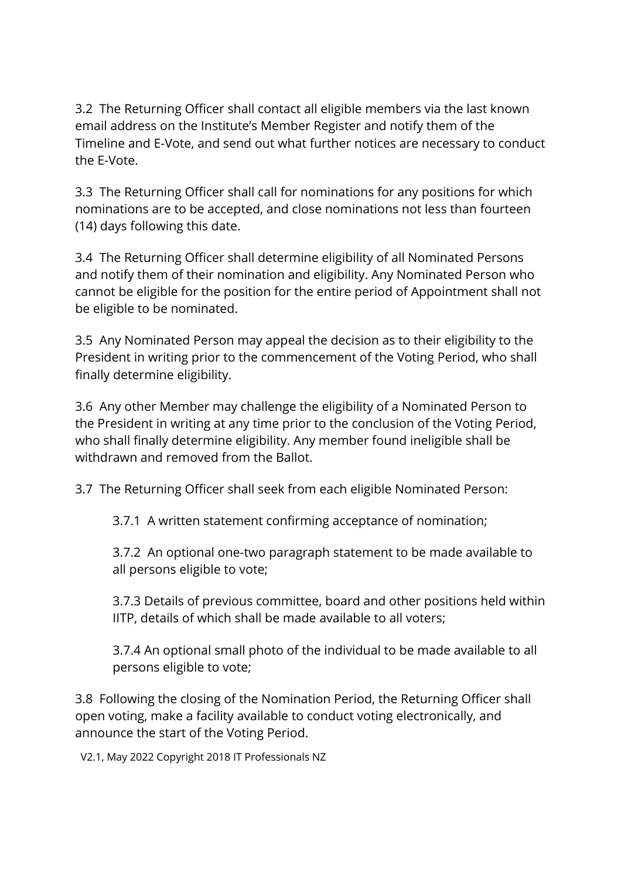3.2 The Returning Officer shall contact all eligible members via the last known email address on the Institute's Member Register and notify them of the Timeline and E-Vote, and send out what further notices are necessary to conduct the E-Vote.

3.3 The Returning Officer shall call for nominations for any positions for which nominations are to be accepted, and close nominations not less than fourteen (14) days following this date.

3.4 The Returning Officer shall determine eligibility of all Nominated Persons and notify them of their nomination and eligibility. Any Nominated Person who cannot be eligible for the position for the entire period of Appointment shall not be eligible to be nominated.

3.5 Any Nominated Person may appeal the decision as to their eligibility to the President in writing prior to the commencement of the Voting Period, who shall finally determine eligibility.

3.6 Any other Member may challenge the eligibility of a Nominated Person to the President in writing at any time prior to the conclusion of the Voting Period, who shall finally determine eligibility. Any member found ineligible shall be withdrawn and removed from the Ballot.

3.7 The Returning Officer shall seek from each eligible Nominated Person:

> 3.7.1 A written statement confirming acceptance of nomination;
>
> 3.7.2 An optional one-two paragraph statement to be made available to all persons eligible to vote;
>
> 3.7.3 Details of previous committee, board and other positions held within IITP, details of which shall be made available to all voters;
>
> 3.7.4 An optional small photo of the individual to be made available to all persons eligible to vote;

3.8 Following the closing of the Nomination Period, the Returning Officer shall open voting, make a facility available to conduct voting electronically, and announce the start of the Voting Period.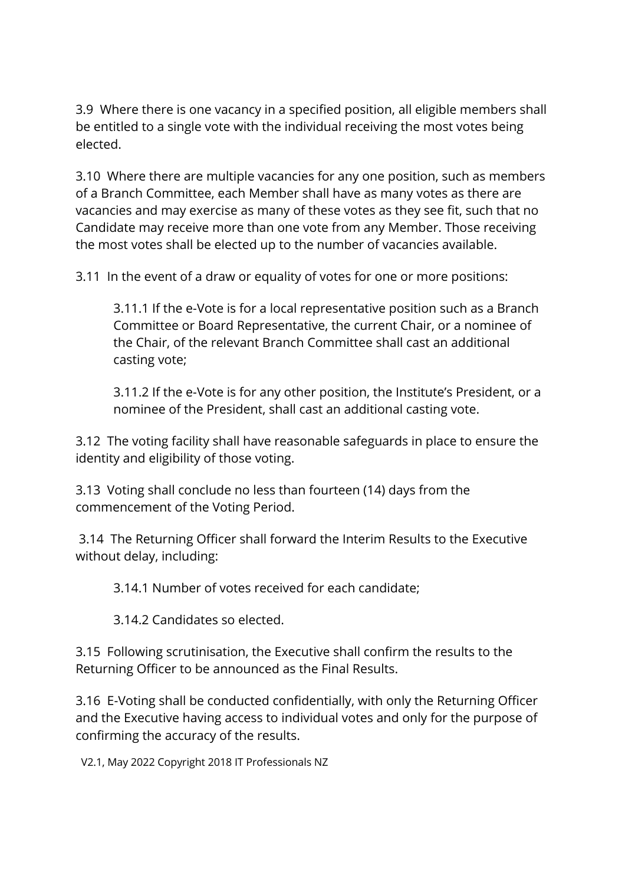3.9 Where there is one vacancy in a specified position, all eligible members shall be entitled to a single vote with the individual receiving the most votes being elected.

3.10 Where there are multiple vacancies for any one position, such as members of a Branch Committee, each Member shall have as many votes as there are vacancies and may exercise as many of these votes as they see fit, such that no Candidate may receive more than one vote from any Member. Those receiving the most votes shall be elected up to the number of vacancies available.

3.11 In the event of a draw or equality of votes for one or more positions:

> 3.11.1 If the e-Vote is for a local representative position such as a Branch Committee or Board Representative, the current Chair, or a nominee of the Chair, of the relevant Branch Committee shall cast an additional casting vote;
>
> 3.11.2 If the e-Vote is for any other position, the Institute's President, or a nominee of the President, shall cast an additional casting vote.

3.12 The voting facility shall have reasonable safeguards in place to ensure the identity and eligibility of those voting.

3.13 Voting shall conclude no less than fourteen (14) days from the commencement of the Voting Period.

3.14 The Returning Officer shall forward the Interim Results to the Executive without delay, including:

> 3.14.1 Number of votes received for each candidate;
>
> 3.14.2 Candidates so elected.

3.15 Following scrutinisation, the Executive shall confirm the results to the Returning Officer to be announced as the Final Results.

3.16 E-Voting shall be conducted confidentially, with only the Returning Officer and the Executive having access to individual votes and only for the purpose of confirming the accuracy of the results.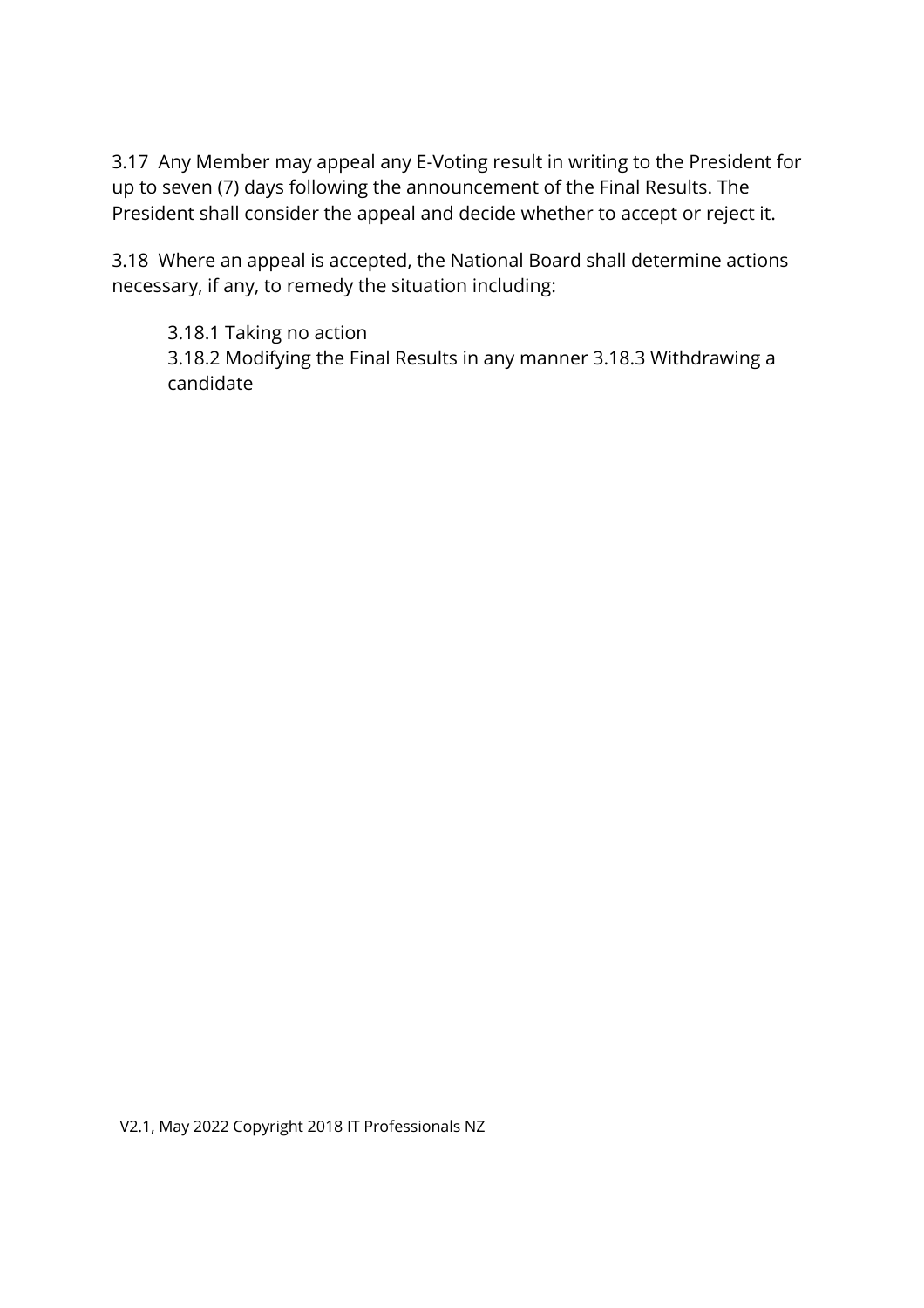3.17 Any Member may appeal any E-Voting result in writing to the President for up to seven (7) days following the announcement of the Final Results. The President shall consider the appeal and decide whether to accept or reject it.

3.18 Where an appeal is accepted, the National Board shall determine actions necessary, if any, to remedy the situation including:

3.18.1 Taking no action
3.18.2 Modifying the Final Results in any manner 3.18.3 Withdrawing a candidate